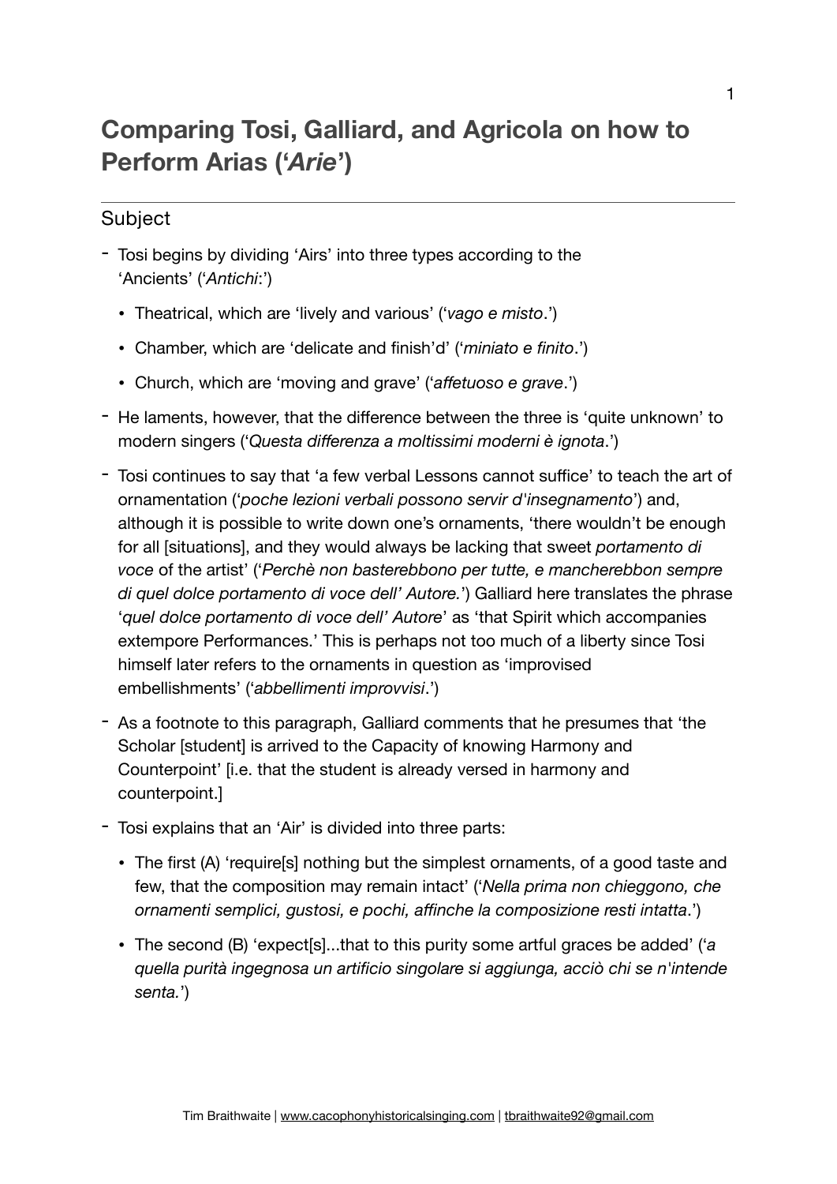# Comparing Tosi, Galliard, and Agricola on how to Perform Arias ('*Arie*')

## Subject

- Tosi begins by dividing 'Airs' into three types according to the 'Ancients' ('*Antichi*:')
  - Theatrical, which are 'lively and various' ('*vago e misto*.')
  - Chamber, which are 'delicate and finish'd' ('*miniato e finito*.')
  - Church, which are 'moving and grave' ('*affetuoso e grave*.')
- He laments, however, that the difference between the three is 'quite unknown' to modern singers ('*Questa differenza a moltissimi moderni è ignota*.')
- Tosi continues to say that 'a few verbal Lessons cannot suffice' to teach the art of ornamentation ('*poche lezioni verbali possono servir d'insegnamento*') and, although it is possible to write down one's ornaments, 'there wouldn't be enough for all [situations], and they would always be lacking that sweet *portamento di voce* of the artist' ('*Perchè non basterebbono per tutte, e mancherebbon sempre di quel dolce portamento di voce dell' Autore.*') Galliard here translates the phrase '*quel dolce portamento di voce dell' Autore*' as 'that Spirit which accompanies extempore Performances.' This is perhaps not too much of a liberty since Tosi himself later refers to the ornaments in question as 'improvised embellishments' ('*abbellimenti improvvisi*.')
- As a footnote to this paragraph, Galliard comments that he presumes that 'the Scholar [student] is arrived to the Capacity of knowing Harmony and Counterpoint' [i.e. that the student is already versed in harmony and counterpoint.]
- Tosi explains that an 'Air' is divided into three parts:
  - The first (A) 'require[s] nothing but the simplest ornaments, of a good taste and few, that the composition may remain intact' ('*Nella prima non chieggono, che ornamenti semplici, gustosi, e pochi, affinche la composizione resti intatta*.')
  - The second (B) 'expect[s]...that to this purity some artful graces be added' ('*a quella purità ingegnosa un artificio singolare si aggiunga, acciò chi se n'intende senta.*')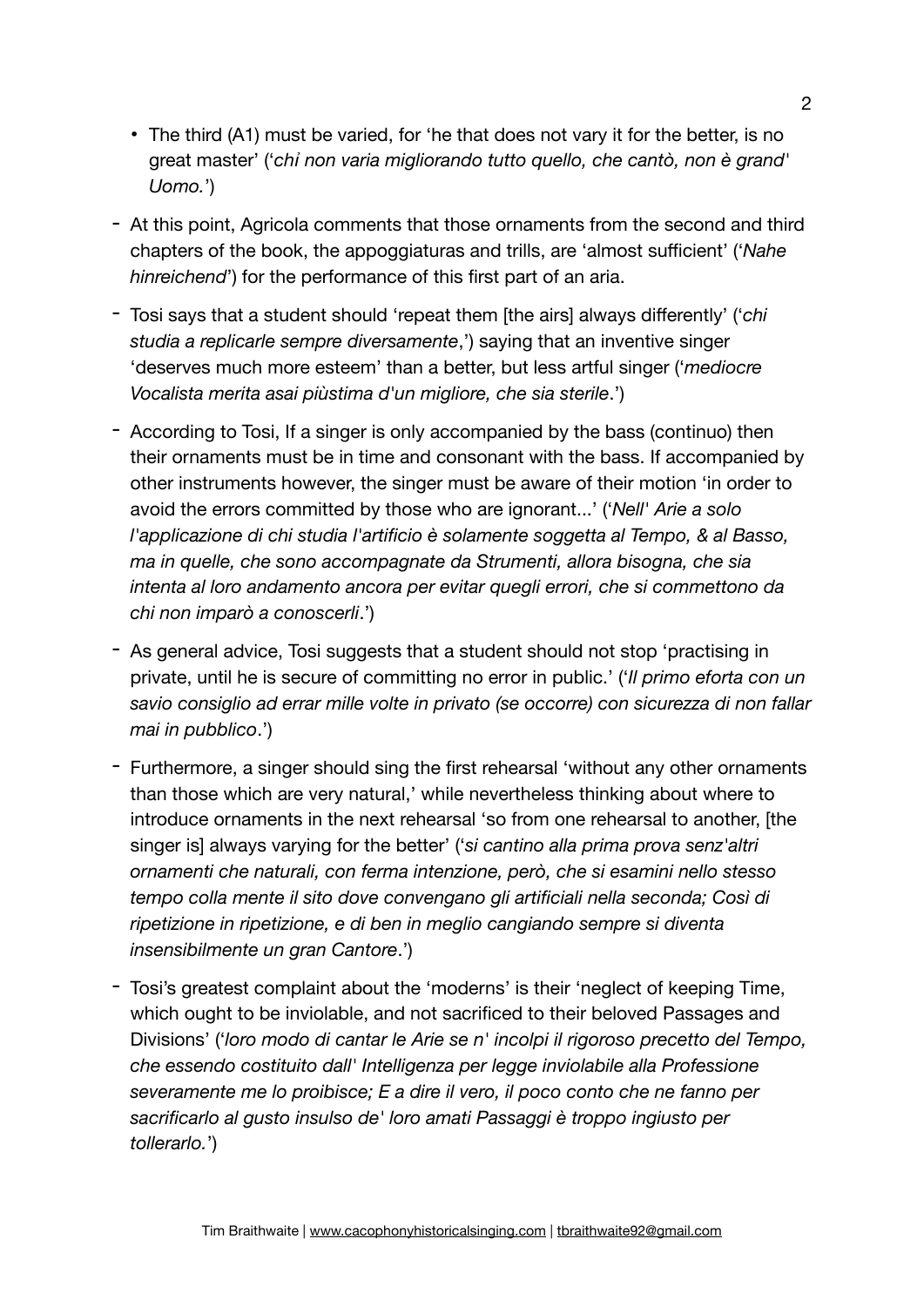- The third (A1) must be varied, for 'he that does not vary it for the better, is no great master' ('*chi non varia migliorando tutto quello, che cantò, non è grand' Uomo.*')

- At this point, Agricola comments that those ornaments from the second and third chapters of the book, the appoggiaturas and trills, are 'almost sufficient' ('*Nahe hinreichend*') for the performance of this first part of an aria.

- Tosi says that a student should 'repeat them [the airs] always differently' ('*chi studia a replicarle sempre diversamente*,') saying that an inventive singer 'deserves much more esteem' than a better, but less artful singer ('*mediocre Vocalista merita asai piùstima d'un migliore, che sia sterile*.')

- According to Tosi, If a singer is only accompanied by the bass (continuo) then their ornaments must be in time and consonant with the bass. If accompanied by other instruments however, the singer must be aware of their motion 'in order to avoid the errors committed by those who are ignorant...' ('*Nell' Arie a solo l'applicazione di chi studia l'artificio è solamente soggetta al Tempo, & al Basso, ma in quelle, che sono accompagnate da Strumenti, allora bisogna, che sia intenta al loro andamento ancora per evitar quegli errori, che si commettono da chi non imparò a conoscerli*.')

- As general advice, Tosi suggests that a student should not stop 'practising in private, until he is secure of committing no error in public.' ('*Il primo eforta con un savio consiglio ad errar mille volte in privato (se occorre) con sicurezza di non fallar mai in pubblico*.')

- Furthermore, a singer should sing the first rehearsal 'without any other ornaments than those which are very natural,' while nevertheless thinking about where to introduce ornaments in the next rehearsal 'so from one rehearsal to another, [the singer is] always varying for the better' ('*si cantino alla prima prova senz'altri ornamenti che naturali, con ferma intenzione, però, che si esamini nello stesso tempo colla mente il sito dove convengano gli artificiali nella seconda; Così di ripetizione in ripetizione, e di ben in meglio cangiando sempre si diventa insensibilmente un gran Cantore*.')

- Tosi's greatest complaint about the 'moderns' is their 'neglect of keeping Time, which ought to be inviolable, and not sacrificed to their beloved Passages and Divisions' ('*loro modo di cantar le Arie se n' incolpi il rigoroso precetto del Tempo, che essendo costituito dall' Intelligenza per legge inviolabile alla Professione severamente me lo proibisce; E a dire il vero, il poco conto che ne fanno per sacrificarlo al gusto insulso de' loro amati Passaggi è troppo ingiusto per tollerarlo.*')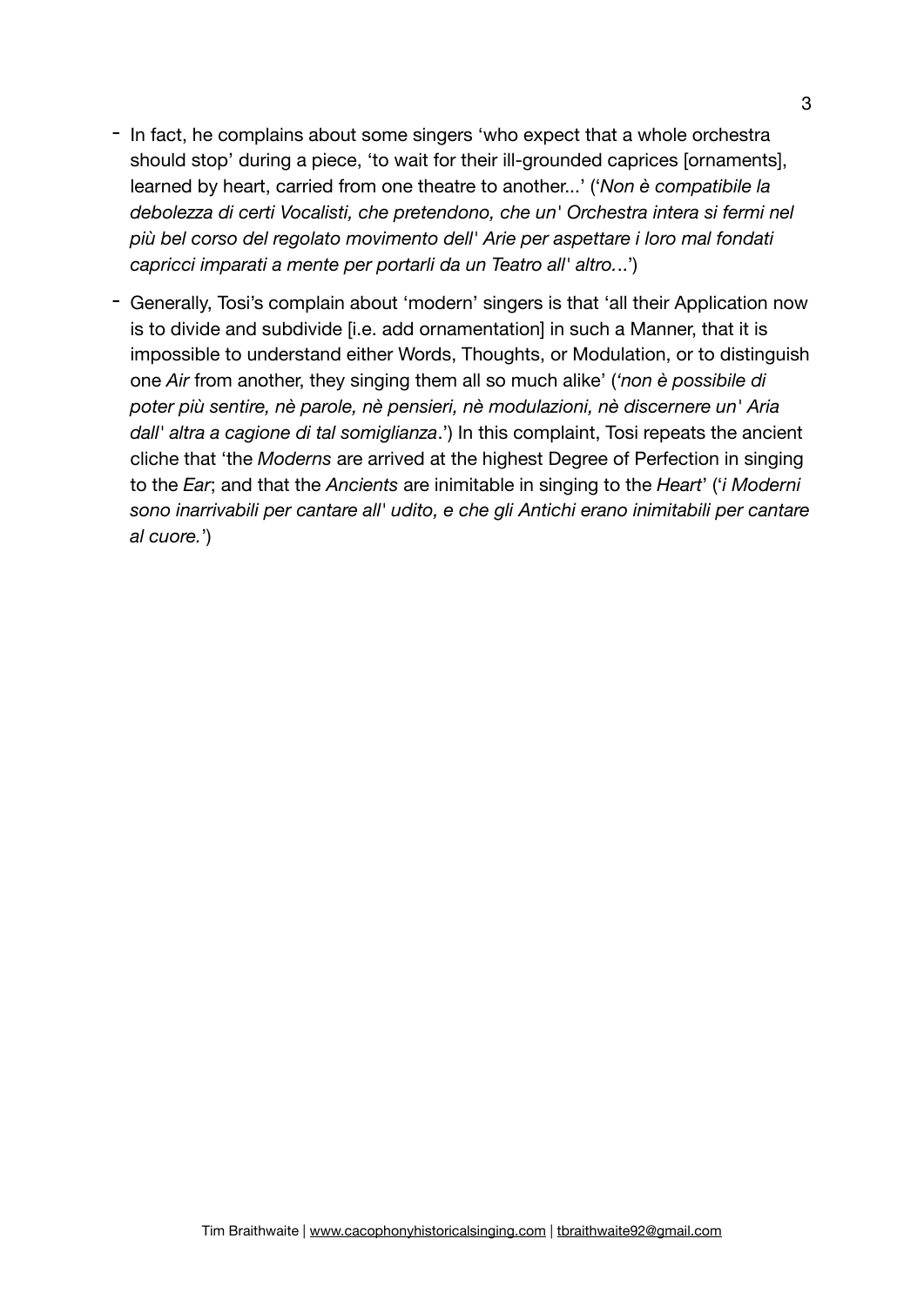- In fact, he complains about some singers 'who expect that a whole orchestra should stop' during a piece, 'to wait for their ill-grounded caprices [ornaments], learned by heart, carried from one theatre to another...' ('*Non è compatibile la debolezza di certi Vocalisti, che pretendono, che un' Orchestra intera si fermi nel più bel corso del regolato movimento dell' Arie per aspettare i loro mal fondati capricci imparati a mente per portarli da un Teatro all' altro…*')
- Generally, Tosi's complain about 'modern' singers is that 'all their Application now is to divide and subdivide [i.e. add ornamentation] in such a Manner, that it is impossible to understand either Words, Thoughts, or Modulation, or to distinguish one *Air* from another, they singing them all so much alike' (*'non è possibile di poter più sentire, nè parole, nè pensieri, nè modulazioni, nè discernere un' Aria dall' altra a cagione di tal somiglianza*.') In this complaint, Tosi repeats the ancient cliche that 'the *Moderns* are arrived at the highest Degree of Perfection in singing to the *Ear*; and that the *Ancients* are inimitable in singing to the *Heart*' ('*i Moderni sono inarrivabili per cantare all' udito, e che gli Antichi erano inimitabili per cantare al cuore.*')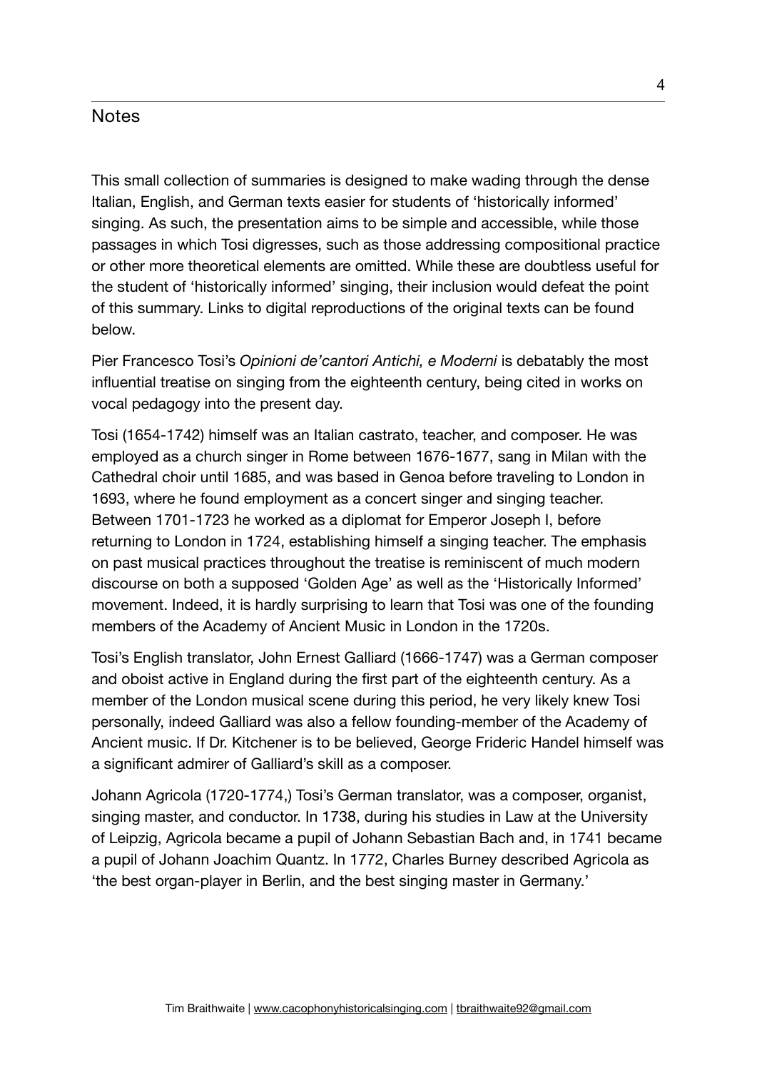## Notes

This small collection of summaries is designed to make wading through the dense Italian, English, and German texts easier for students of 'historically informed' singing. As such, the presentation aims to be simple and accessible, while those passages in which Tosi digresses, such as those addressing compositional practice or other more theoretical elements are omitted. While these are doubtless useful for the student of 'historically informed' singing, their inclusion would defeat the point of this summary. Links to digital reproductions of the original texts can be found below.

Pier Francesco Tosi's *Opinioni de'cantori Antichi, e Moderni* is debatably the most influential treatise on singing from the eighteenth century, being cited in works on vocal pedagogy into the present day.

Tosi (1654-1742) himself was an Italian castrato, teacher, and composer. He was employed as a church singer in Rome between 1676-1677, sang in Milan with the Cathedral choir until 1685, and was based in Genoa before traveling to London in 1693, where he found employment as a concert singer and singing teacher. Between 1701-1723 he worked as a diplomat for Emperor Joseph I, before returning to London in 1724, establishing himself a singing teacher. The emphasis on past musical practices throughout the treatise is reminiscent of much modern discourse on both a supposed 'Golden Age' as well as the 'Historically Informed' movement. Indeed, it is hardly surprising to learn that Tosi was one of the founding members of the Academy of Ancient Music in London in the 1720s.

Tosi's English translator, John Ernest Galliard (1666-1747) was a German composer and oboist active in England during the first part of the eighteenth century. As a member of the London musical scene during this period, he very likely knew Tosi personally, indeed Galliard was also a fellow founding-member of the Academy of Ancient music. If Dr. Kitchener is to be believed, George Frideric Handel himself was a significant admirer of Galliard's skill as a composer.

Johann Agricola (1720-1774,) Tosi's German translator, was a composer, organist, singing master, and conductor. In 1738, during his studies in Law at the University of Leipzig, Agricola became a pupil of Johann Sebastian Bach and, in 1741 became a pupil of Johann Joachim Quantz. In 1772, Charles Burney described Agricola as 'the best organ-player in Berlin, and the best singing master in Germany.'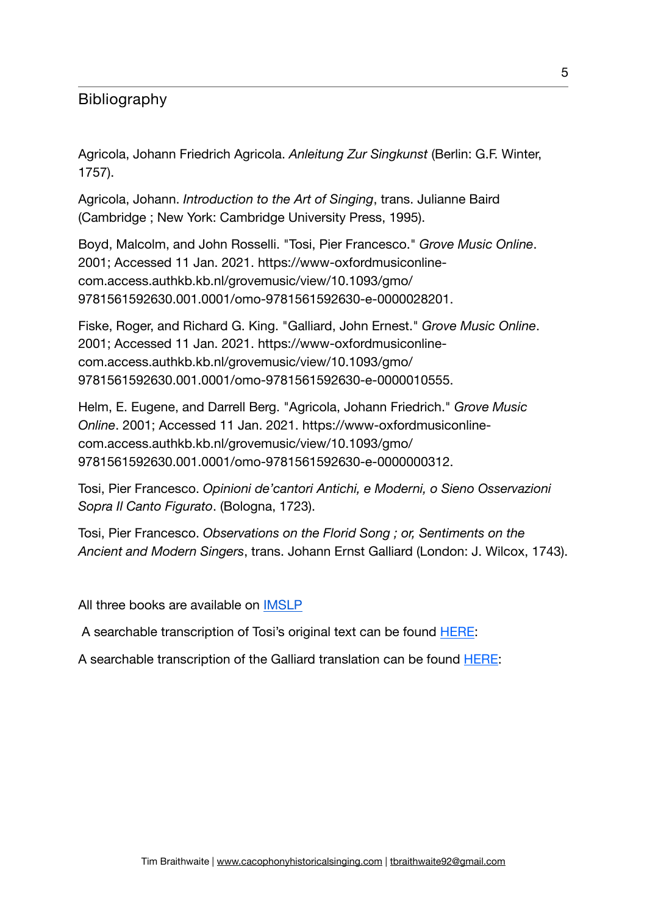## Bibliography

Agricola, Johann Friedrich Agricola. *Anleitung Zur Singkunst* (Berlin: G.F. Winter, 1757).

Agricola, Johann. *Introduction to the Art of Singing*, trans. Julianne Baird (Cambridge ; New York: Cambridge University Press, 1995).

Boyd, Malcolm, and John Rosselli. "Tosi, Pier Francesco." *Grove Music Online*. 2001; Accessed 11 Jan. 2021. https://www-oxfordmusiconline-com.access.authkb.kb.nl/grovemusic/view/10.1093/gmo/9781561592630.001.0001/omo-9781561592630-e-0000028201.

Fiske, Roger, and Richard G. King. "Galliard, John Ernest." *Grove Music Online*. 2001; Accessed 11 Jan. 2021. https://www-oxfordmusiconline-com.access.authkb.kb.nl/grovemusic/view/10.1093/gmo/9781561592630.001.0001/omo-9781561592630-e-0000010555.

Helm, E. Eugene, and Darrell Berg. "Agricola, Johann Friedrich." *Grove Music Online*. 2001; Accessed 11 Jan. 2021. https://www-oxfordmusiconline-com.access.authkb.kb.nl/grovemusic/view/10.1093/gmo/9781561592630.001.0001/omo-9781561592630-e-0000000312.

Tosi, Pier Francesco. *Opinioni de'cantori Antichi, e Moderni, o Sieno Osservazioni Sopra Il Canto Figurato*. (Bologna, 1723).

Tosi, Pier Francesco. *Observations on the Florid Song ; or, Sentiments on the Ancient and Modern Singers*, trans. Johann Ernst Galliard (London: J. Wilcox, 1743).

All three books are available on IMSLP

A searchable transcription of Tosi's original text can be found HERE:

A searchable transcription of the Galliard translation can be found HERE: